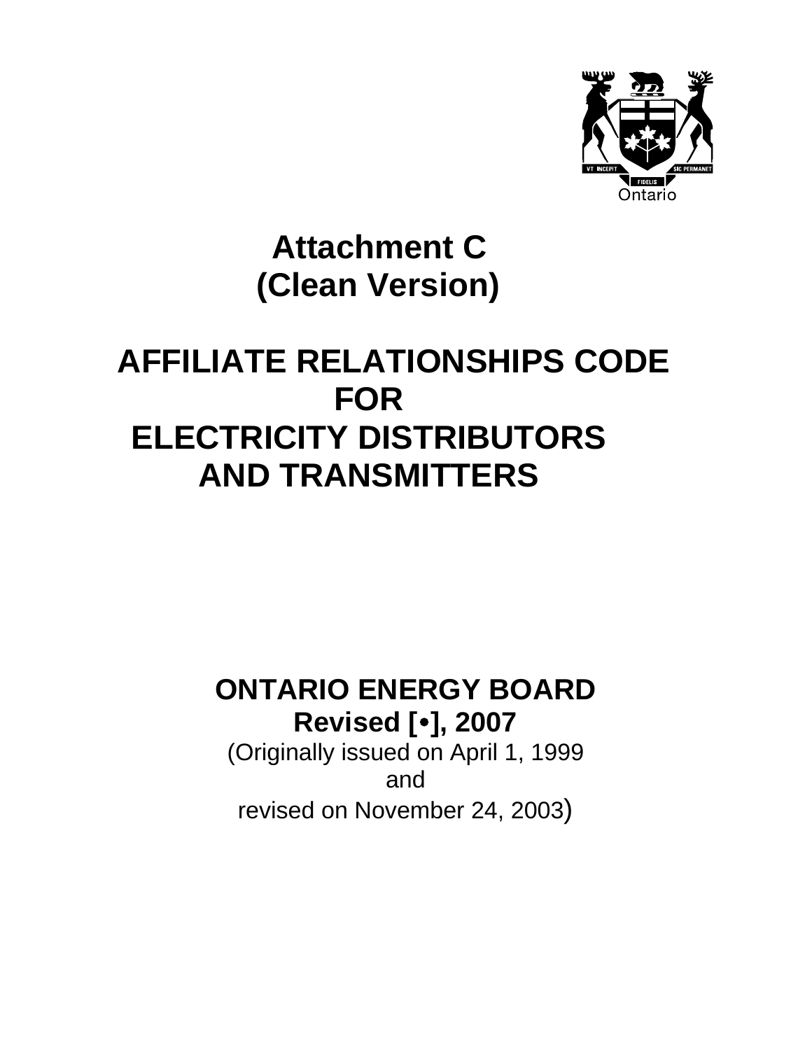Ontario

# Attachment C
# (Clean Version)

# AFFILIATE RELATIONSHIPS CODE FOR ELECTRICITY DISTRIBUTORS AND TRANSMITTERS

## ONTARIO ENERGY BOARD

**Revised [•], 2007**

(Originally issued on April 1, 1999
and
revised on November 24, 2003)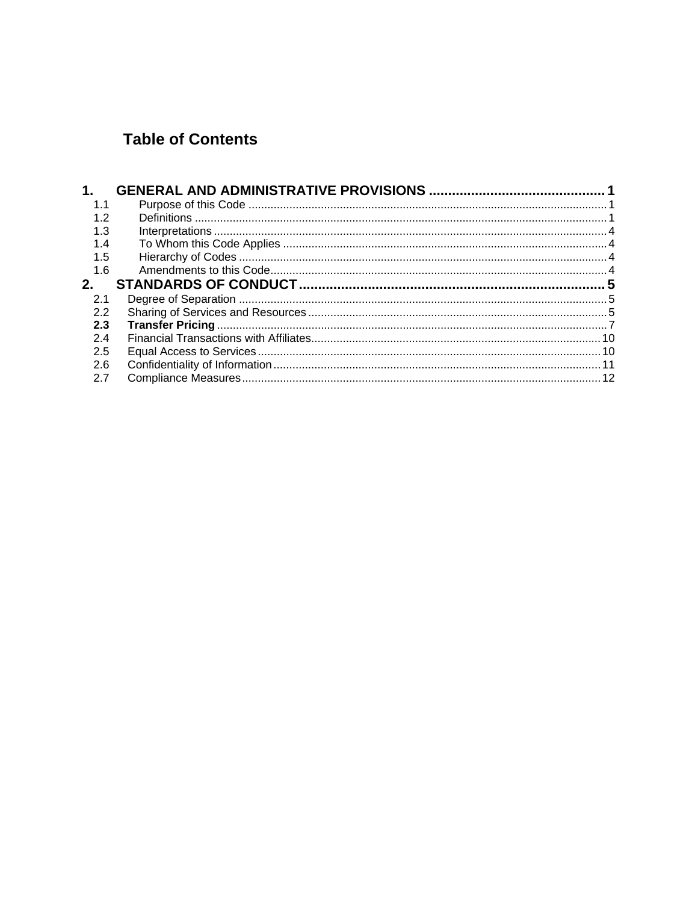# Table of Contents

| | | |
|---|---|---|
| **1.** | **GENERAL AND ADMINISTRATIVE PROVISIONS** | **1** |
| 1.1 | Purpose of this Code | 1 |
| 1.2 | Definitions | 1 |
| 1.3 | Interpretations | 4 |
| 1.4 | To Whom this Code Applies | 4 |
| 1.5 | Hierarchy of Codes | 4 |
| 1.6 | Amendments to this Code | 4 |
| **2.** | **STANDARDS OF CONDUCT** | **5** |
| 2.1 | Degree of Separation | 5 |
| 2.2 | Sharing of Services and Resources | 5 |
| **2.3** | **Transfer Pricing** | 7 |
| 2.4 | Financial Transactions with Affiliates | 10 |
| 2.5 | Equal Access to Services | 10 |
| 2.6 | Confidentiality of Information | 11 |
| 2.7 | Compliance Measures | 12 |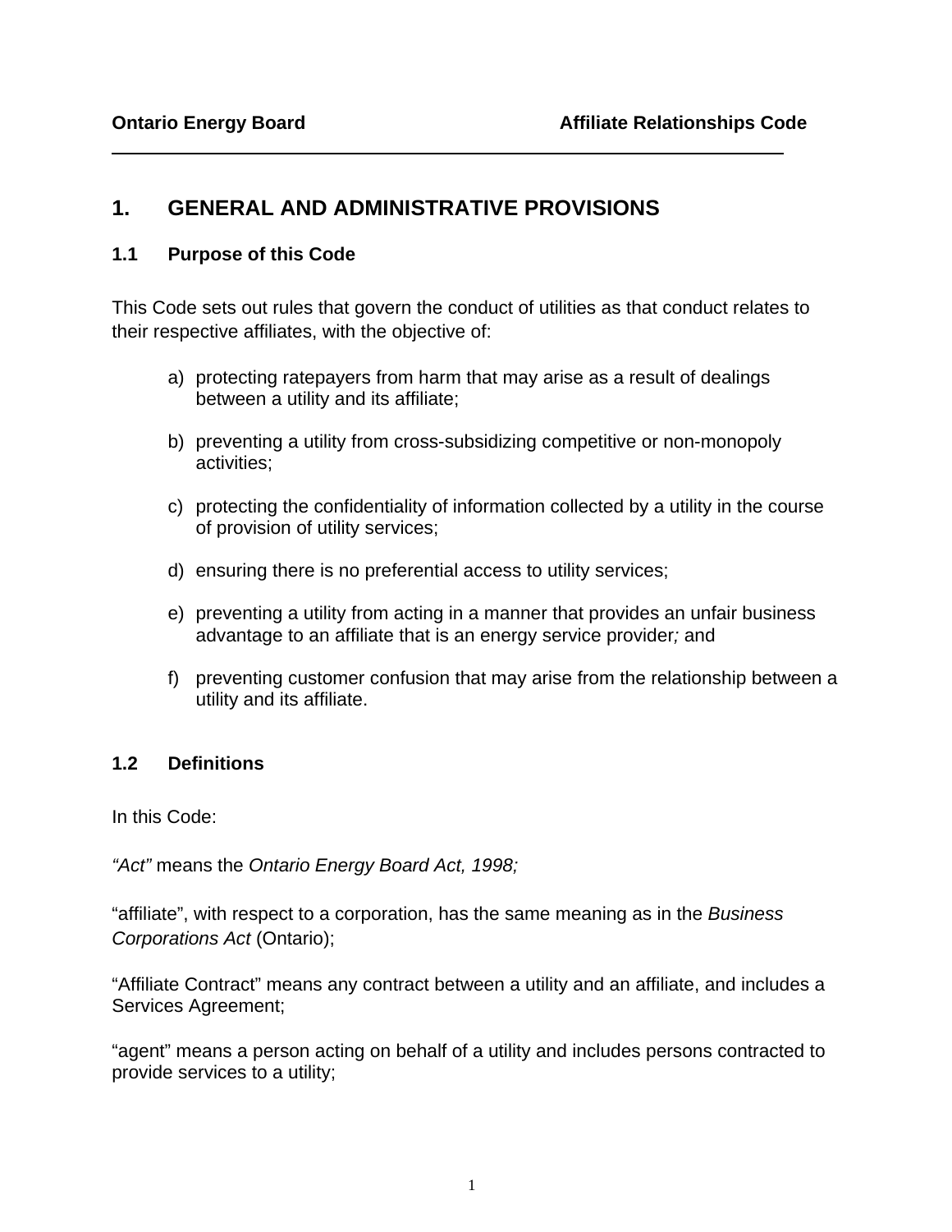# 1. GENERAL AND ADMINISTRATIVE PROVISIONS

## 1.1 Purpose of this Code

This Code sets out rules that govern the conduct of utilities as that conduct relates to their respective affiliates, with the objective of:

a) protecting ratepayers from harm that may arise as a result of dealings between a utility and its affiliate;

b) preventing a utility from cross-subsidizing competitive or non-monopoly activities;

c) protecting the confidentiality of information collected by a utility in the course of provision of utility services;

d) ensuring there is no preferential access to utility services;

e) preventing a utility from acting in a manner that provides an unfair business advantage to an affiliate that is an energy service provider*;* and

f) preventing customer confusion that may arise from the relationship between a utility and its affiliate.

## 1.2 Definitions

In this Code:

*"Act"* means the *Ontario Energy Board Act, 1998;*

"affiliate", with respect to a corporation, has the same meaning as in the *Business Corporations Act* (Ontario);

"Affiliate Contract" means any contract between a utility and an affiliate, and includes a Services Agreement;

"agent" means a person acting on behalf of a utility and includes persons contracted to provide services to a utility;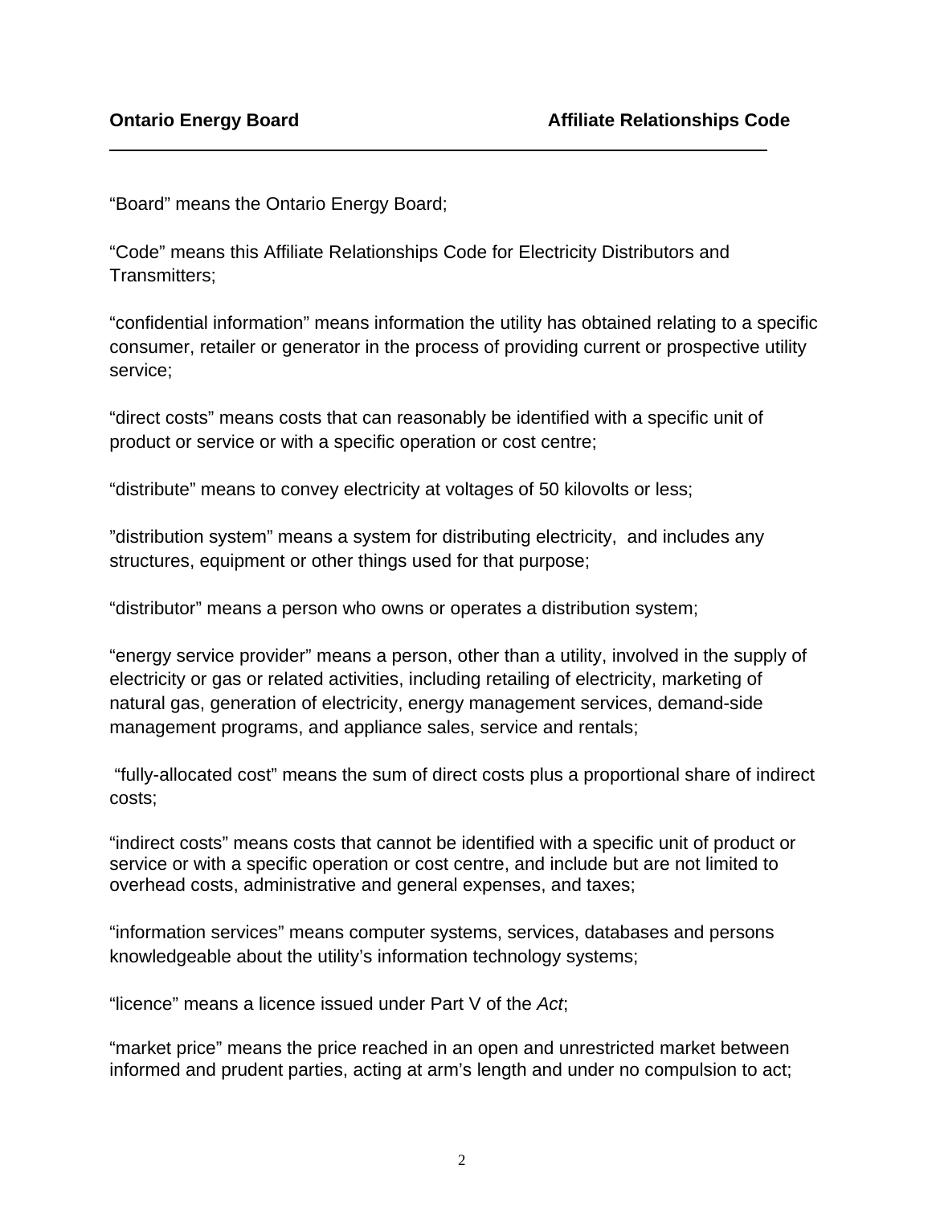"Board" means the Ontario Energy Board;

"Code" means this Affiliate Relationships Code for Electricity Distributors and Transmitters;

"confidential information" means information the utility has obtained relating to a specific consumer, retailer or generator in the process of providing current or prospective utility service;

"direct costs" means costs that can reasonably be identified with a specific unit of product or service or with a specific operation or cost centre;

"distribute" means to convey electricity at voltages of 50 kilovolts or less;

"distribution system" means a system for distributing electricity, and includes any structures, equipment or other things used for that purpose;

"distributor" means a person who owns or operates a distribution system;

"energy service provider" means a person, other than a utility, involved in the supply of electricity or gas or related activities, including retailing of electricity, marketing of natural gas, generation of electricity, energy management services, demand-side management programs, and appliance sales, service and rentals;

"fully-allocated cost" means the sum of direct costs plus a proportional share of indirect costs;

"indirect costs" means costs that cannot be identified with a specific unit of product or service or with a specific operation or cost centre, and include but are not limited to overhead costs, administrative and general expenses, and taxes;

"information services" means computer systems, services, databases and persons knowledgeable about the utility's information technology systems;

"licence" means a licence issued under Part V of the *Act*;

"market price" means the price reached in an open and unrestricted market between informed and prudent parties, acting at arm's length and under no compulsion to act;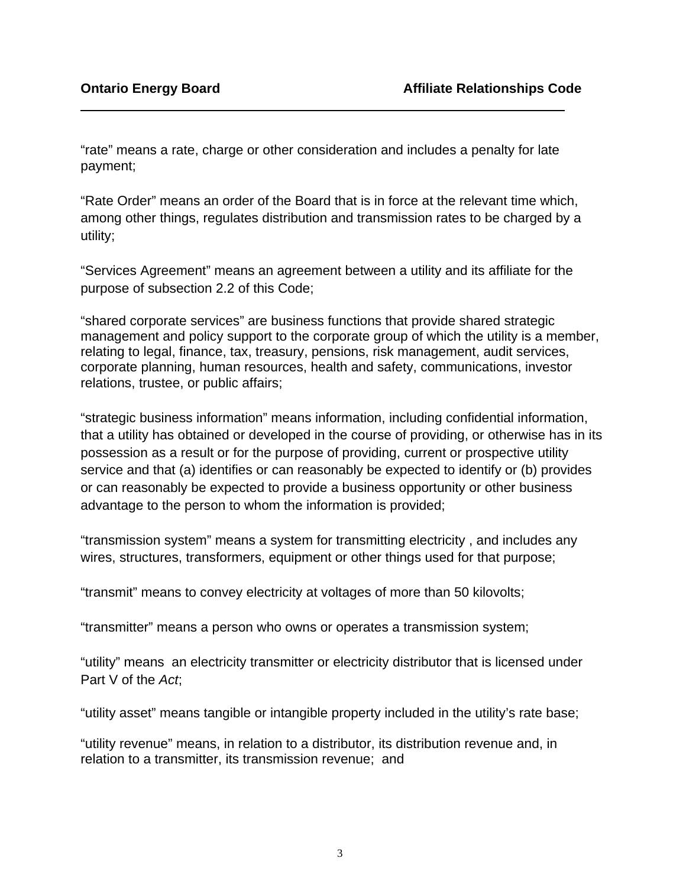“rate” means a rate, charge or other consideration and includes a penalty for late payment;

“Rate Order” means an order of the Board that is in force at the relevant time which, among other things, regulates distribution and transmission rates to be charged by a utility;

“Services Agreement” means an agreement between a utility and its affiliate for the purpose of subsection 2.2 of this Code;

“shared corporate services” are business functions that provide shared strategic management and policy support to the corporate group of which the utility is a member, relating to legal, finance, tax, treasury, pensions, risk management, audit services, corporate planning, human resources, health and safety, communications, investor relations, trustee, or public affairs;

“strategic business information” means information, including confidential information, that a utility has obtained or developed in the course of providing, or otherwise has in its possession as a result or for the purpose of providing, current or prospective utility service and that (a) identifies or can reasonably be expected to identify or (b) provides or can reasonably be expected to provide a business opportunity or other business advantage to the person to whom the information is provided;

“transmission system” means a system for transmitting electricity , and includes any wires, structures, transformers, equipment or other things used for that purpose;

“transmit” means to convey electricity at voltages of more than 50 kilovolts;

“transmitter” means a person who owns or operates a transmission system;

“utility” means an electricity transmitter or electricity distributor that is licensed under Part V of the *Act*;

“utility asset” means tangible or intangible property included in the utility’s rate base;

“utility revenue” means, in relation to a distributor, its distribution revenue and, in relation to a transmitter, its transmission revenue; and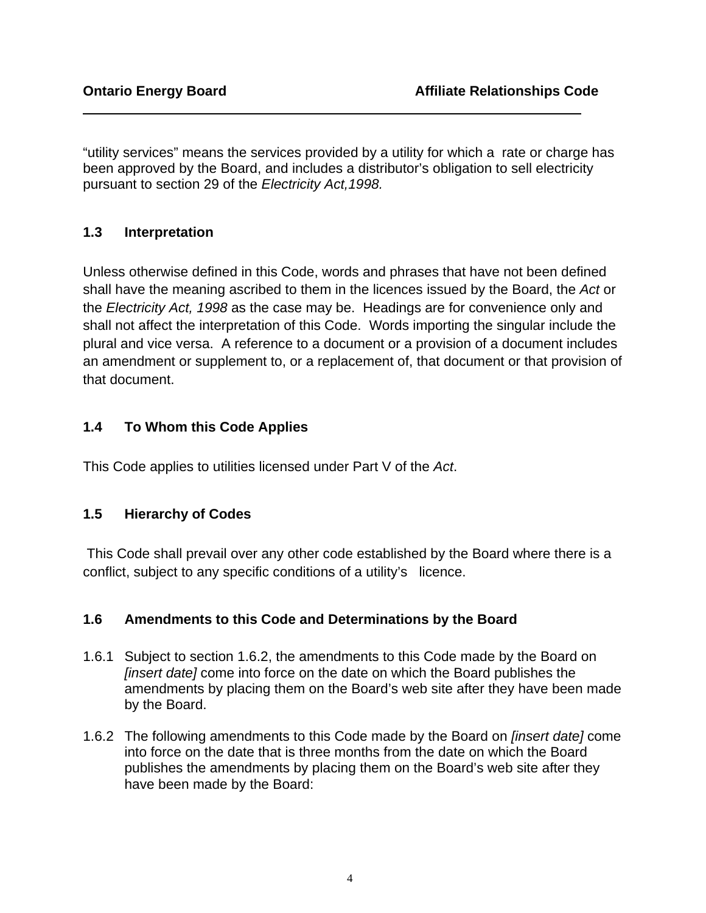"utility services" means the services provided by a utility for which a rate or charge has been approved by the Board, and includes a distributor's obligation to sell electricity pursuant to section 29 of the *Electricity Act,1998*.

## 1.3 Interpretation

Unless otherwise defined in this Code, words and phrases that have not been defined shall have the meaning ascribed to them in the licences issued by the Board, the *Act* or the *Electricity Act, 1998* as the case may be. Headings are for convenience only and shall not affect the interpretation of this Code. Words importing the singular include the plural and vice versa. A reference to a document or a provision of a document includes an amendment or supplement to, or a replacement of, that document or that provision of that document.

## 1.4 To Whom this Code Applies

This Code applies to utilities licensed under Part V of the *Act*.

## 1.5 Hierarchy of Codes

This Code shall prevail over any other code established by the Board where there is a conflict, subject to any specific conditions of a utility's licence.

## 1.6 Amendments to this Code and Determinations by the Board

1.6.1 Subject to section 1.6.2, the amendments to this Code made by the Board on *[insert date]* come into force on the date on which the Board publishes the amendments by placing them on the Board's web site after they have been made by the Board.

1.6.2 The following amendments to this Code made by the Board on *[insert date]* come into force on the date that is three months from the date on which the Board publishes the amendments by placing them on the Board's web site after they have been made by the Board: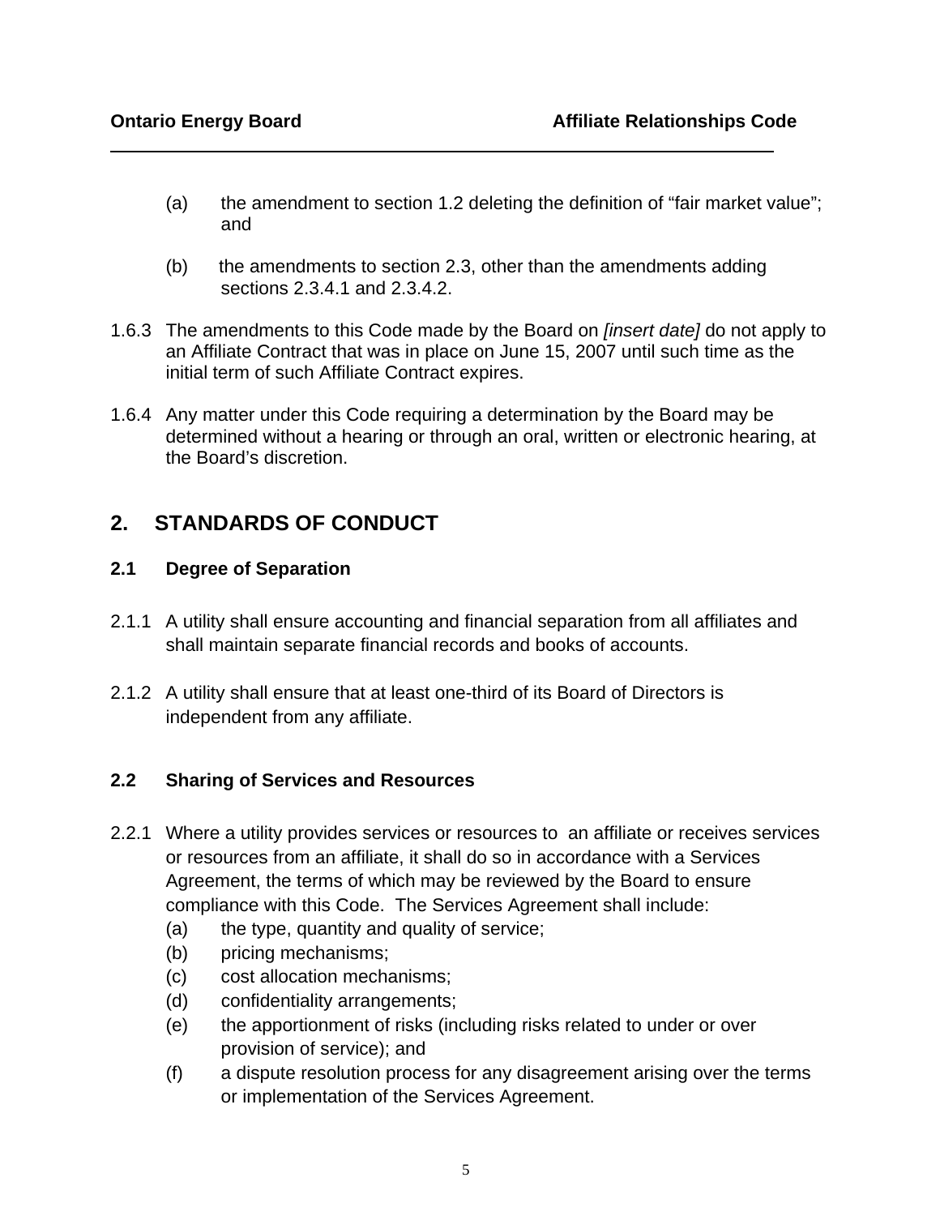(a) the amendment to section 1.2 deleting the definition of "fair market value"; and

(b) the amendments to section 2.3, other than the amendments adding sections 2.3.4.1 and 2.3.4.2.

1.6.3 The amendments to this Code made by the Board on *[insert date]* do not apply to an Affiliate Contract that was in place on June 15, 2007 until such time as the initial term of such Affiliate Contract expires.

1.6.4 Any matter under this Code requiring a determination by the Board may be determined without a hearing or through an oral, written or electronic hearing, at the Board's discretion.

## 2. STANDARDS OF CONDUCT

### 2.1 Degree of Separation

2.1.1 A utility shall ensure accounting and financial separation from all affiliates and shall maintain separate financial records and books of accounts.

2.1.2 A utility shall ensure that at least one-third of its Board of Directors is independent from any affiliate.

### 2.2 Sharing of Services and Resources

2.2.1 Where a utility provides services or resources to an affiliate or receives services or resources from an affiliate, it shall do so in accordance with a Services Agreement, the terms of which may be reviewed by the Board to ensure compliance with this Code. The Services Agreement shall include:

(a) the type, quantity and quality of service;
(b) pricing mechanisms;
(c) cost allocation mechanisms;
(d) confidentiality arrangements;
(e) the apportionment of risks (including risks related to under or over provision of service); and
(f) a dispute resolution process for any disagreement arising over the terms or implementation of the Services Agreement.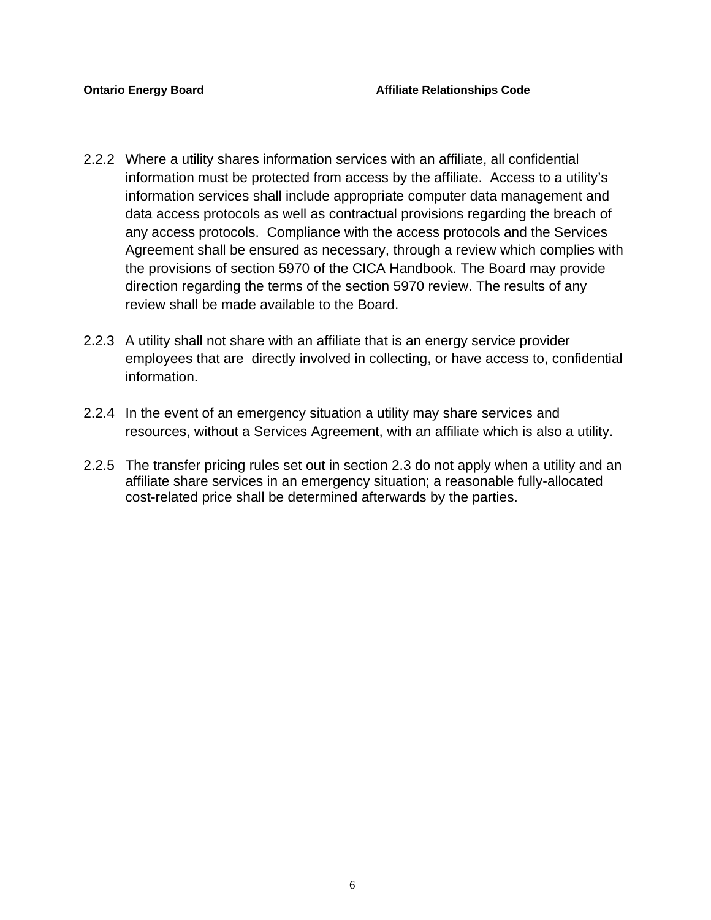2.2.2 Where a utility shares information services with an affiliate, all confidential information must be protected from access by the affiliate. Access to a utility's information services shall include appropriate computer data management and data access protocols as well as contractual provisions regarding the breach of any access protocols. Compliance with the access protocols and the Services Agreement shall be ensured as necessary, through a review which complies with the provisions of section 5970 of the CICA Handbook. The Board may provide direction regarding the terms of the section 5970 review. The results of any review shall be made available to the Board.

2.2.3 A utility shall not share with an affiliate that is an energy service provider employees that are directly involved in collecting, or have access to, confidential information.

2.2.4 In the event of an emergency situation a utility may share services and resources, without a Services Agreement, with an affiliate which is also a utility.

2.2.5 The transfer pricing rules set out in section 2.3 do not apply when a utility and an affiliate share services in an emergency situation; a reasonable fully-allocated cost-related price shall be determined afterwards by the parties.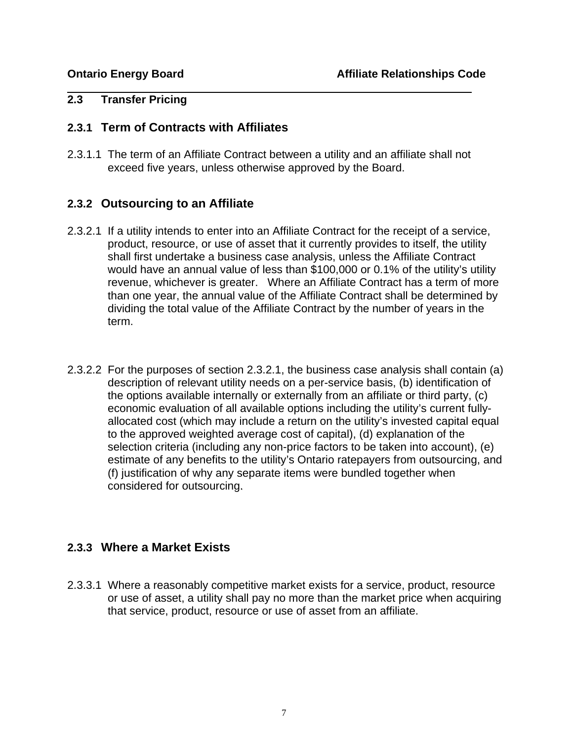## 2.3 Transfer Pricing

### 2.3.1 Term of Contracts with Affiliates

2.3.1.1 The term of an Affiliate Contract between a utility and an affiliate shall not exceed five years, unless otherwise approved by the Board.

### 2.3.2 Outsourcing to an Affiliate

2.3.2.1 If a utility intends to enter into an Affiliate Contract for the receipt of a service, product, resource, or use of asset that it currently provides to itself, the utility shall first undertake a business case analysis, unless the Affiliate Contract would have an annual value of less than $100,000 or 0.1% of the utility's utility revenue, whichever is greater. Where an Affiliate Contract has a term of more than one year, the annual value of the Affiliate Contract shall be determined by dividing the total value of the Affiliate Contract by the number of years in the term.

2.3.2.2 For the purposes of section 2.3.2.1, the business case analysis shall contain (a) description of relevant utility needs on a per-service basis, (b) identification of the options available internally or externally from an affiliate or third party, (c) economic evaluation of all available options including the utility's current fully-allocated cost (which may include a return on the utility's invested capital equal to the approved weighted average cost of capital), (d) explanation of the selection criteria (including any non-price factors to be taken into account), (e) estimate of any benefits to the utility's Ontario ratepayers from outsourcing, and (f) justification of why any separate items were bundled together when considered for outsourcing.

### 2.3.3 Where a Market Exists

2.3.3.1 Where a reasonably competitive market exists for a service, product, resource or use of asset, a utility shall pay no more than the market price when acquiring that service, product, resource or use of asset from an affiliate.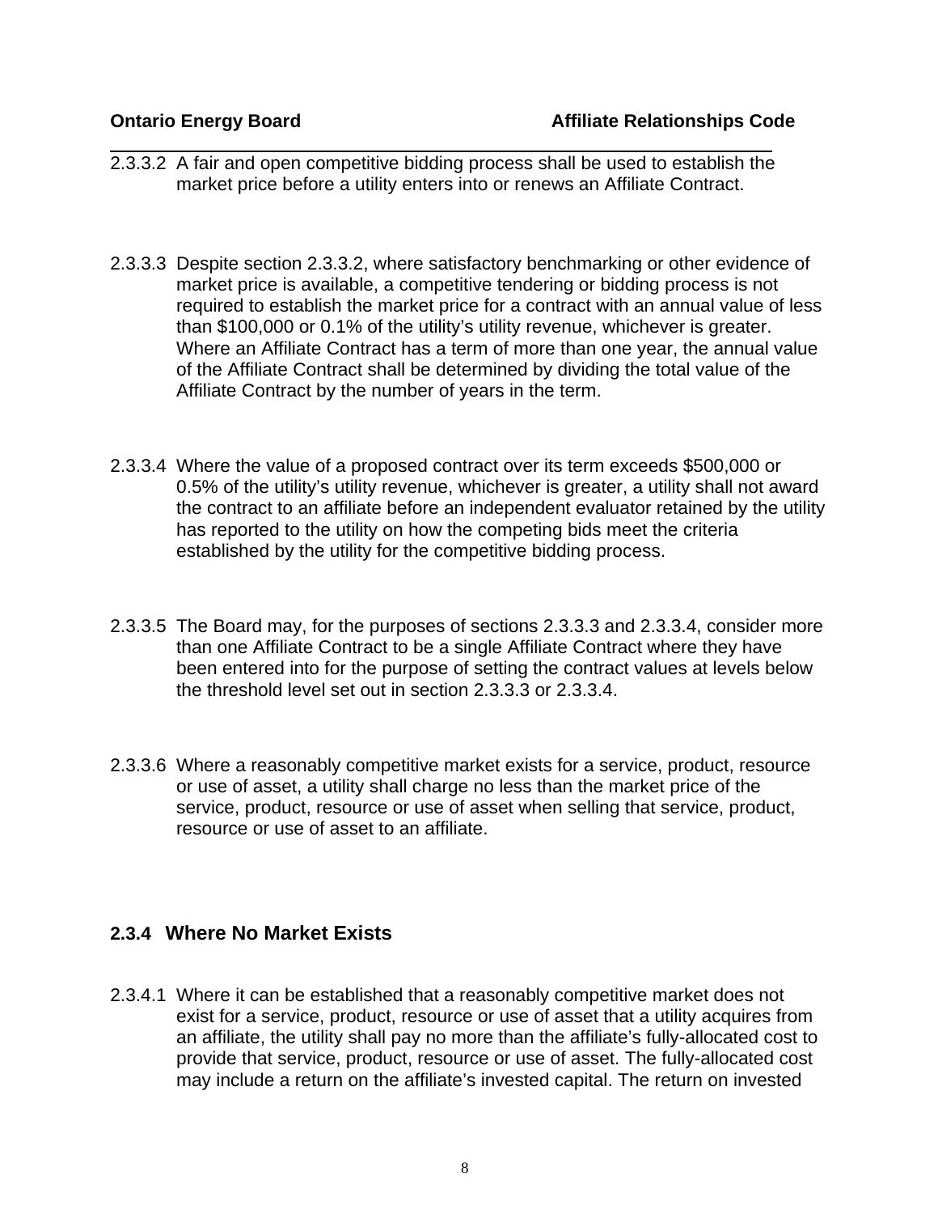2.3.3.2 A fair and open competitive bidding process shall be used to establish the market price before a utility enters into or renews an Affiliate Contract.

2.3.3.3 Despite section 2.3.3.2, where satisfactory benchmarking or other evidence of market price is available, a competitive tendering or bidding process is not required to establish the market price for a contract with an annual value of less than $100,000 or 0.1% of the utility's utility revenue, whichever is greater. Where an Affiliate Contract has a term of more than one year, the annual value of the Affiliate Contract shall be determined by dividing the total value of the Affiliate Contract by the number of years in the term.

2.3.3.4 Where the value of a proposed contract over its term exceeds $500,000 or 0.5% of the utility's utility revenue, whichever is greater, a utility shall not award the contract to an affiliate before an independent evaluator retained by the utility has reported to the utility on how the competing bids meet the criteria established by the utility for the competitive bidding process.

2.3.3.5 The Board may, for the purposes of sections 2.3.3.3 and 2.3.3.4, consider more than one Affiliate Contract to be a single Affiliate Contract where they have been entered into for the purpose of setting the contract values at levels below the threshold level set out in section 2.3.3.3 or 2.3.3.4.

2.3.3.6 Where a reasonably competitive market exists for a service, product, resource or use of asset, a utility shall charge no less than the market price of the service, product, resource or use of asset when selling that service, product, resource or use of asset to an affiliate.

### 2.3.4 Where No Market Exists

2.3.4.1 Where it can be established that a reasonably competitive market does not exist for a service, product, resource or use of asset that a utility acquires from an affiliate, the utility shall pay no more than the affiliate's fully-allocated cost to provide that service, product, resource or use of asset. The fully-allocated cost may include a return on the affiliate's invested capital. The return on invested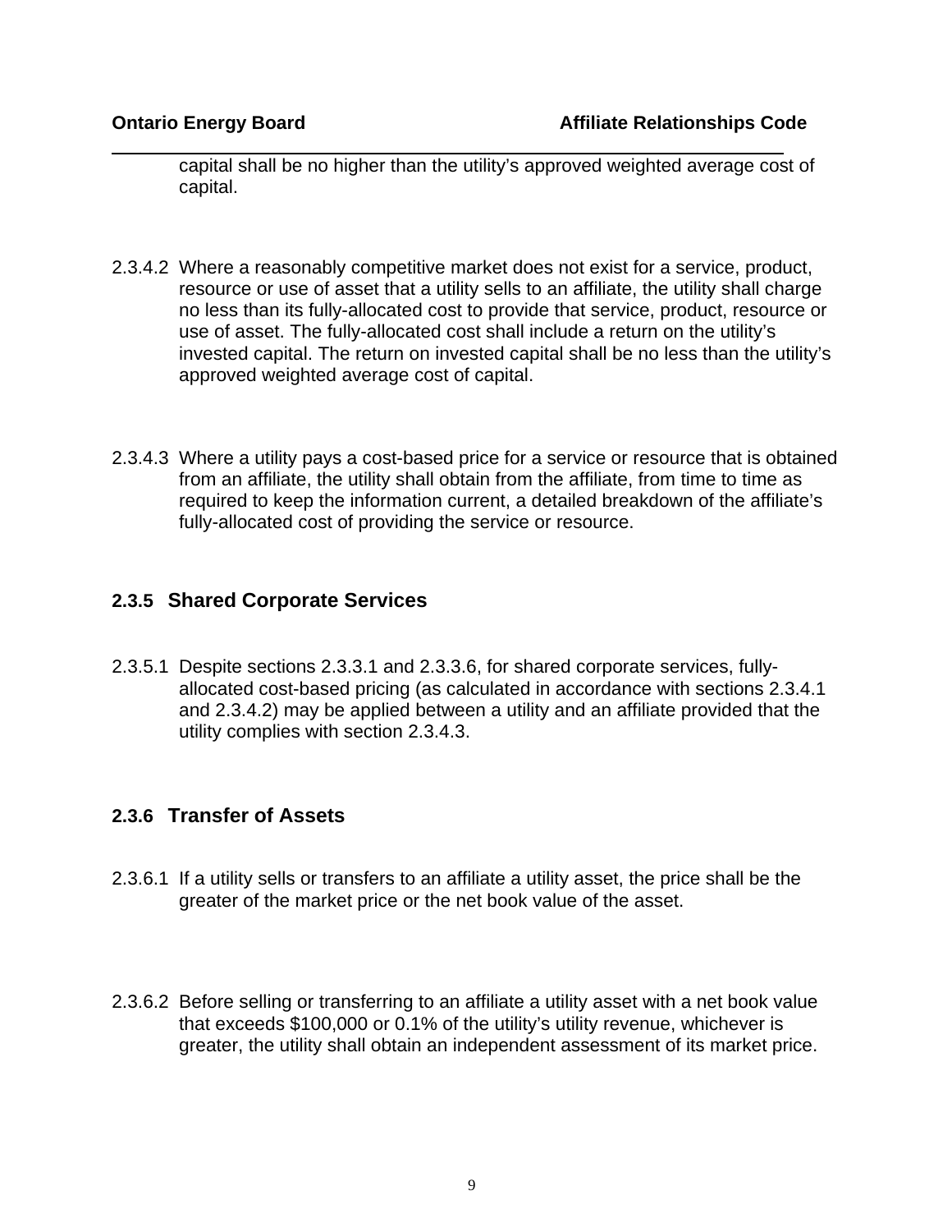capital shall be no higher than the utility's approved weighted average cost of capital.

2.3.4.2 Where a reasonably competitive market does not exist for a service, product, resource or use of asset that a utility sells to an affiliate, the utility shall charge no less than its fully-allocated cost to provide that service, product, resource or use of asset. The fully-allocated cost shall include a return on the utility's invested capital. The return on invested capital shall be no less than the utility's approved weighted average cost of capital.

2.3.4.3 Where a utility pays a cost-based price for a service or resource that is obtained from an affiliate, the utility shall obtain from the affiliate, from time to time as required to keep the information current, a detailed breakdown of the affiliate's fully-allocated cost of providing the service or resource.

### 2.3.5 Shared Corporate Services

2.3.5.1 Despite sections 2.3.3.1 and 2.3.3.6, for shared corporate services, fully-allocated cost-based pricing (as calculated in accordance with sections 2.3.4.1 and 2.3.4.2) may be applied between a utility and an affiliate provided that the utility complies with section 2.3.4.3.

### 2.3.6 Transfer of Assets

2.3.6.1 If a utility sells or transfers to an affiliate a utility asset, the price shall be the greater of the market price or the net book value of the asset.

2.3.6.2 Before selling or transferring to an affiliate a utility asset with a net book value that exceeds $100,000 or 0.1% of the utility's utility revenue, whichever is greater, the utility shall obtain an independent assessment of its market price.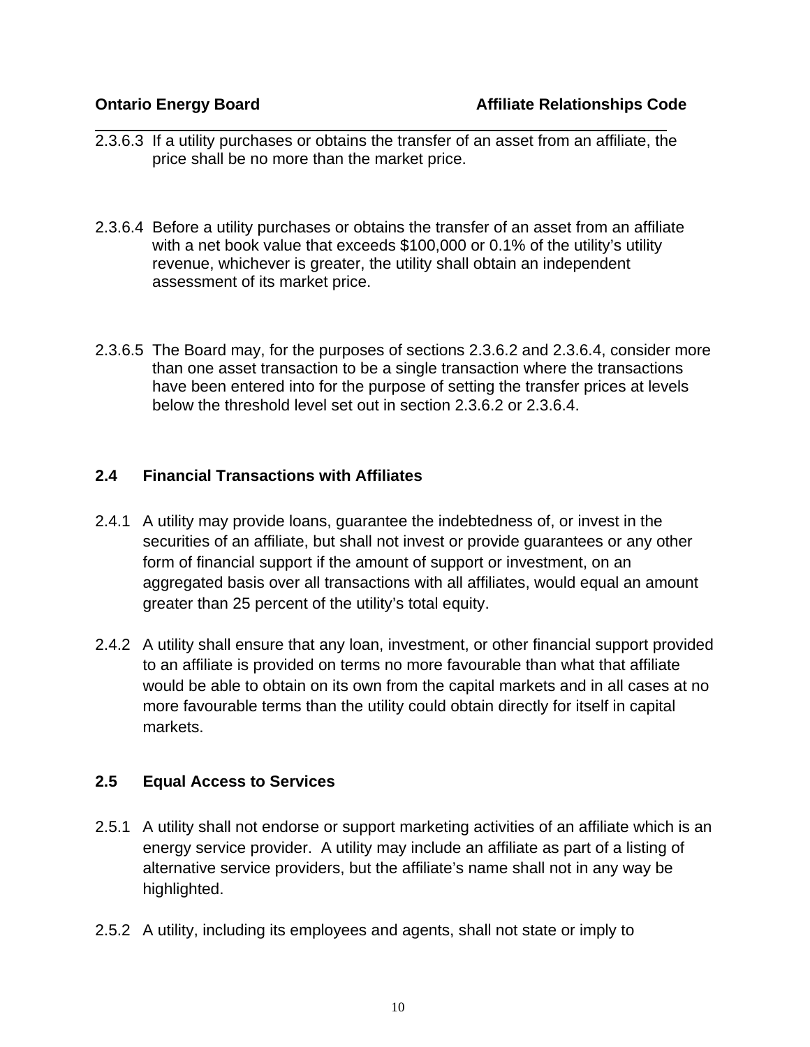2.3.6.3 If a utility purchases or obtains the transfer of an asset from an affiliate, the price shall be no more than the market price.

2.3.6.4 Before a utility purchases or obtains the transfer of an asset from an affiliate with a net book value that exceeds $100,000 or 0.1% of the utility's utility revenue, whichever is greater, the utility shall obtain an independent assessment of its market price.

2.3.6.5 The Board may, for the purposes of sections 2.3.6.2 and 2.3.6.4, consider more than one asset transaction to be a single transaction where the transactions have been entered into for the purpose of setting the transfer prices at levels below the threshold level set out in section 2.3.6.2 or 2.3.6.4.

## 2.4 Financial Transactions with Affiliates

2.4.1 A utility may provide loans, guarantee the indebtedness of, or invest in the securities of an affiliate, but shall not invest or provide guarantees or any other form of financial support if the amount of support or investment, on an aggregated basis over all transactions with all affiliates, would equal an amount greater than 25 percent of the utility's total equity.

2.4.2 A utility shall ensure that any loan, investment, or other financial support provided to an affiliate is provided on terms no more favourable than what that affiliate would be able to obtain on its own from the capital markets and in all cases at no more favourable terms than the utility could obtain directly for itself in capital markets.

## 2.5 Equal Access to Services

2.5.1 A utility shall not endorse or support marketing activities of an affiliate which is an energy service provider. A utility may include an affiliate as part of a listing of alternative service providers, but the affiliate's name shall not in any way be highlighted.

2.5.2 A utility, including its employees and agents, shall not state or imply to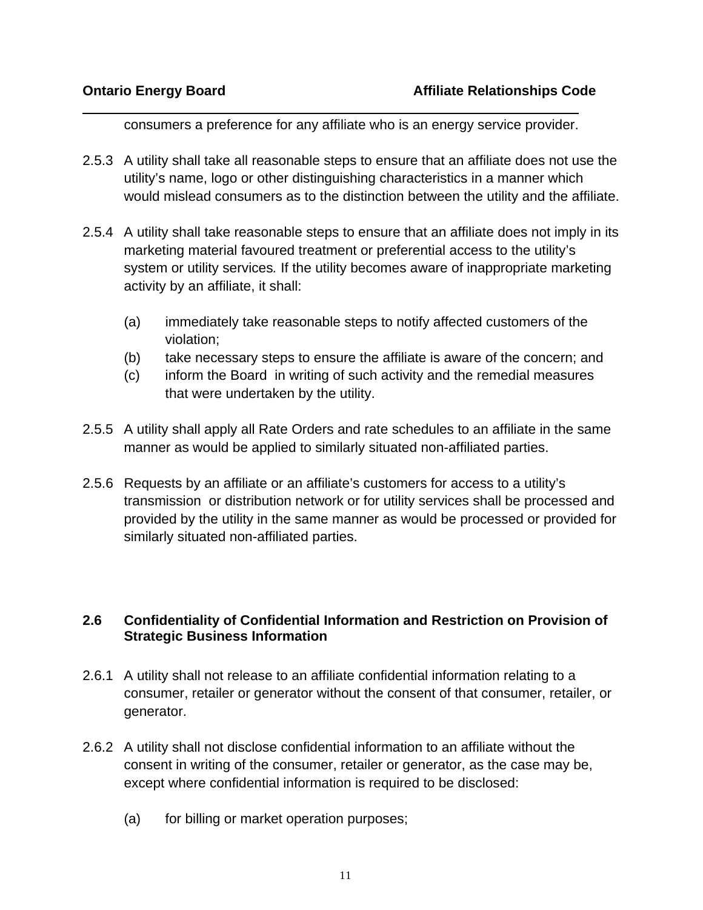consumers a preference for any affiliate who is an energy service provider.

2.5.3 A utility shall take all reasonable steps to ensure that an affiliate does not use the utility's name, logo or other distinguishing characteristics in a manner which would mislead consumers as to the distinction between the utility and the affiliate.

2.5.4 A utility shall take reasonable steps to ensure that an affiliate does not imply in its marketing material favoured treatment or preferential access to the utility's system or utility services. If the utility becomes aware of inappropriate marketing activity by an affiliate, it shall:

(a) immediately take reasonable steps to notify affected customers of the violation;
(b) take necessary steps to ensure the affiliate is aware of the concern; and
(c) inform the Board in writing of such activity and the remedial measures that were undertaken by the utility.

2.5.5 A utility shall apply all Rate Orders and rate schedules to an affiliate in the same manner as would be applied to similarly situated non-affiliated parties.

2.5.6 Requests by an affiliate or an affiliate's customers for access to a utility's transmission or distribution network or for utility services shall be processed and provided by the utility in the same manner as would be processed or provided for similarly situated non-affiliated parties.

### 2.6 Confidentiality of Confidential Information and Restriction on Provision of Strategic Business Information

2.6.1 A utility shall not release to an affiliate confidential information relating to a consumer, retailer or generator without the consent of that consumer, retailer, or generator.

2.6.2 A utility shall not disclose confidential information to an affiliate without the consent in writing of the consumer, retailer or generator, as the case may be, except where confidential information is required to be disclosed:

(a) for billing or market operation purposes;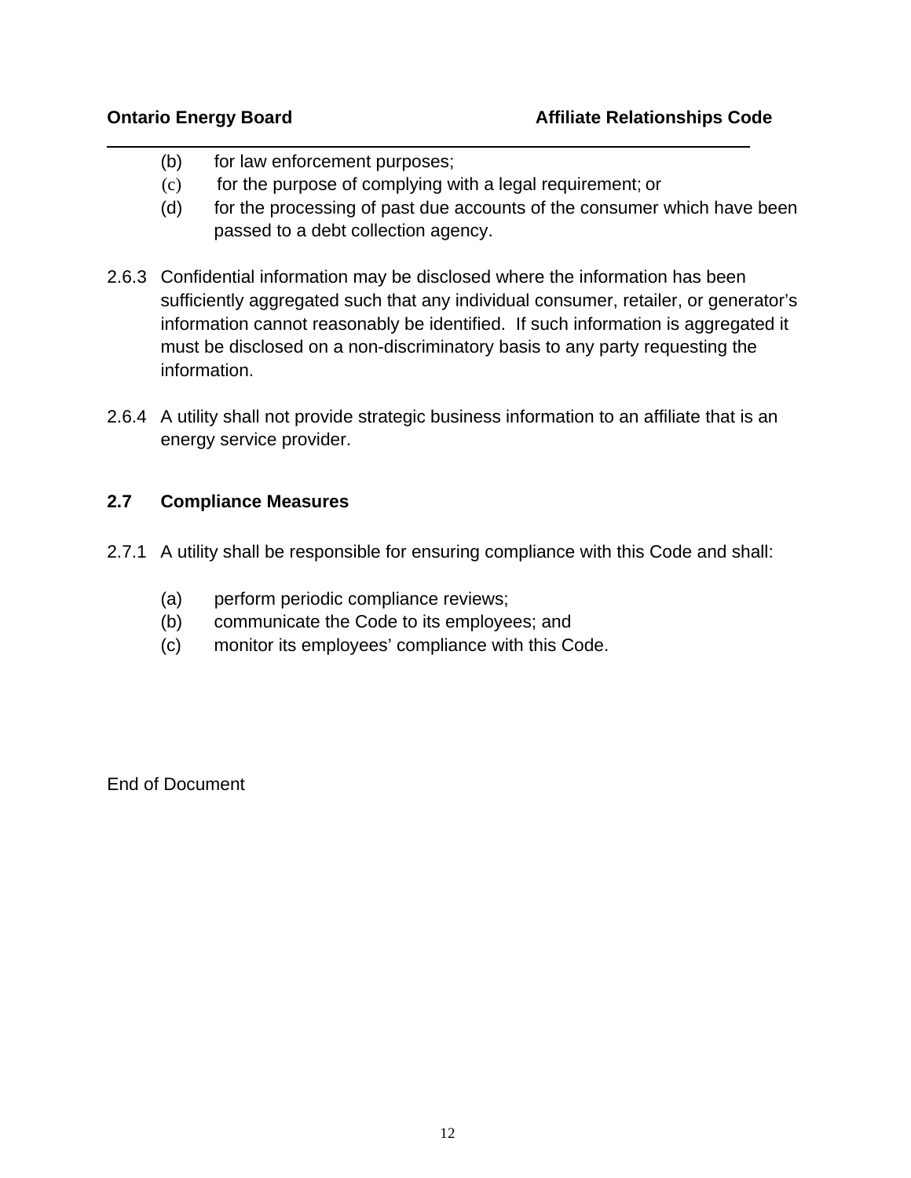(b) for law enforcement purposes;
(c) for the purpose of complying with a legal requirement; or
(d) for the processing of past due accounts of the consumer which have been passed to a debt collection agency.

2.6.3 Confidential information may be disclosed where the information has been sufficiently aggregated such that any individual consumer, retailer, or generator's information cannot reasonably be identified. If such information is aggregated it must be disclosed on a non-discriminatory basis to any party requesting the information.

2.6.4 A utility shall not provide strategic business information to an affiliate that is an energy service provider.

## 2.7 Compliance Measures

2.7.1 A utility shall be responsible for ensuring compliance with this Code and shall:

(a) perform periodic compliance reviews;
(b) communicate the Code to its employees; and
(c) monitor its employees' compliance with this Code.

End of Document